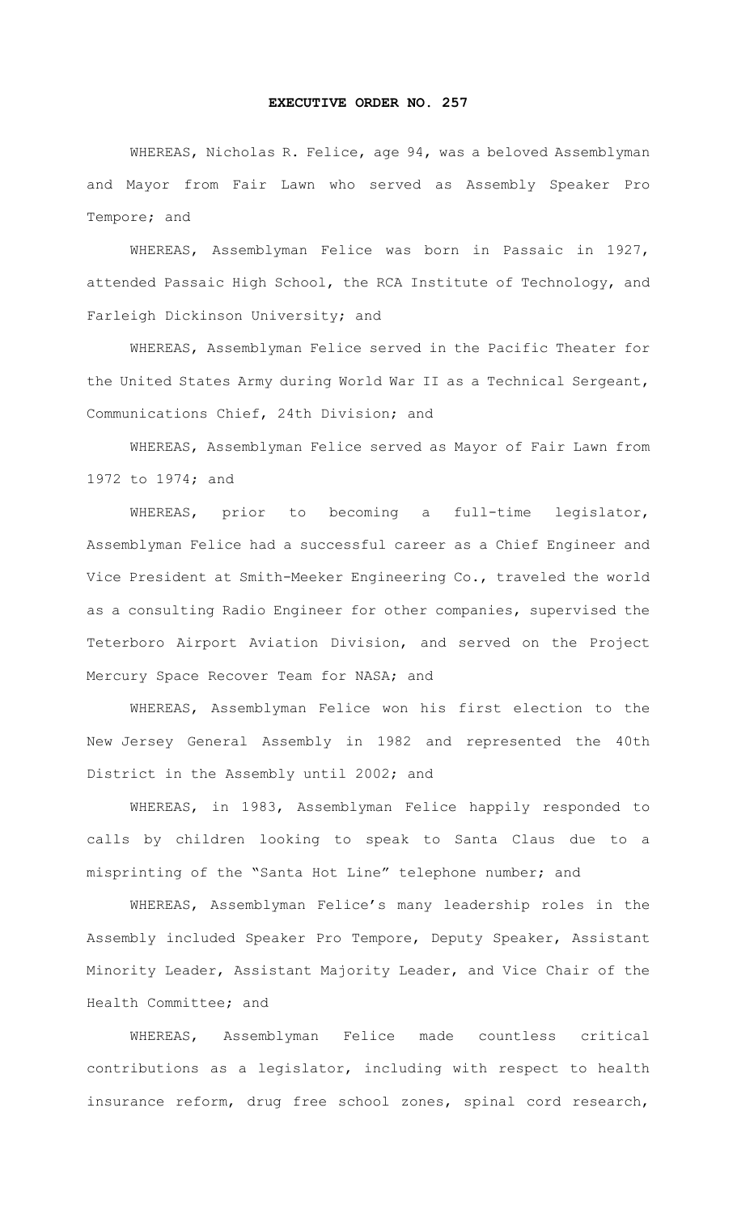# EXECUTIVE ORDER NO. 257

WHEREAS, Nicholas R. Felice, age 94, was a beloved Assemblyman and Mayor from Fair Lawn who served as Assembly Speaker Pro Tempore; and

WHEREAS, Assemblyman Felice was born in Passaic in 1927, attended Passaic High School, the RCA Institute of Technology, and Farleigh Dickinson University; and

WHEREAS, Assemblyman Felice served in the Pacific Theater for the United States Army during World War II as a Technical Sergeant, Communications Chief, 24th Division; and

WHEREAS, Assemblyman Felice served as Mayor of Fair Lawn from 1972 to 1974; and

WHEREAS, prior to becoming a full-time legislator, Assemblyman Felice had a successful career as a Chief Engineer and Vice President at Smith-Meeker Engineering Co., traveled the world as a consulting Radio Engineer for other companies, supervised the Teterboro Airport Aviation Division, and served on the Project Mercury Space Recover Team for NASA; and

WHEREAS, Assemblyman Felice won his first election to the New Jersey General Assembly in 1982 and represented the 40th District in the Assembly until 2002; and

WHEREAS, in 1983, Assemblyman Felice happily responded to calls by children looking to speak to Santa Claus due to a misprinting of the "Santa Hot Line" telephone number; and

WHEREAS, Assemblyman Felice's many leadership roles in the Assembly included Speaker Pro Tempore, Deputy Speaker, Assistant Minority Leader, Assistant Majority Leader, and Vice Chair of the Health Committee; and

WHEREAS, Assemblyman Felice made countless critical contributions as a legislator, including with respect to health insurance reform, drug free school zones, spinal cord research,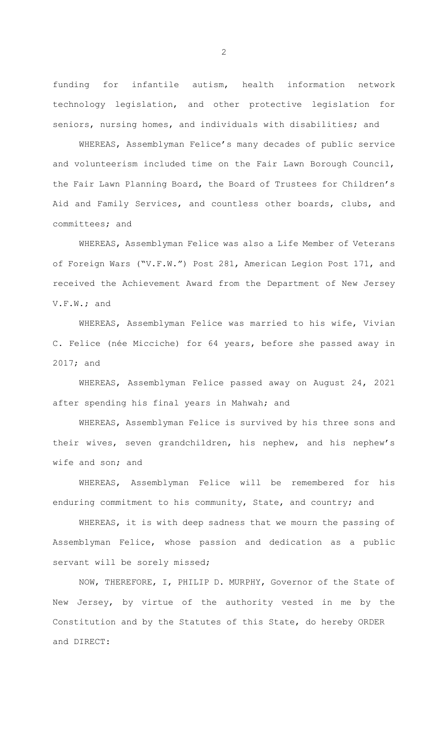funding for infantile autism, health information network technology legislation, and other protective legislation for seniors, nursing homes, and individuals with disabilities; and

WHEREAS, Assemblyman Felice's many decades of public service and volunteerism included time on the Fair Lawn Borough Council, the Fair Lawn Planning Board, the Board of Trustees for Children's Aid and Family Services, and countless other boards, clubs, and committees; and

WHEREAS, Assemblyman Felice was also a Life Member of Veterans of Foreign Wars ("V.F.W.") Post 281, American Legion Post 171, and received the Achievement Award from the Department of New Jersey V.F.W.; and

WHEREAS, Assemblyman Felice was married to his wife, Vivian C. Felice (née Micciche) for 64 years, before she passed away in 2017; and

WHEREAS, Assemblyman Felice passed away on August 24, 2021 after spending his final years in Mahwah; and

WHEREAS, Assemblyman Felice is survived by his three sons and their wives, seven grandchildren, his nephew, and his nephew's wife and son; and

WHEREAS, Assemblyman Felice will be remembered for his enduring commitment to his community, State, and country; and

WHEREAS, it is with deep sadness that we mourn the passing of Assemblyman Felice, whose passion and dedication as a public servant will be sorely missed;

NOW, THEREFORE, I, PHILIP D. MURPHY, Governor of the State of New Jersey, by virtue of the authority vested in me by the Constitution and by the Statutes of this State, do hereby ORDER and DIRECT: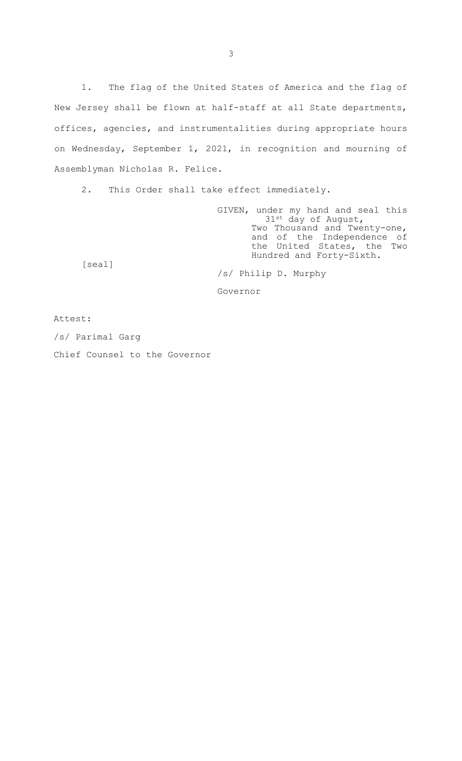1. The flag of the United States of America and the flag of New Jersey shall be flown at half-staff at all State departments, offices, agencies, and instrumentalities during appropriate hours on Wednesday, September 1, 2021, in recognition and mourning of Assemblyman Nicholas R. Felice.

2. This Order shall take effect immediately.

GIVEN, under my hand and seal this 31st day of August, Two Thousand and Twenty-one, and of the Independence of the United States, the Two Hundred and Forty-Sixth.

[seal]

/s/ Philip D. Murphy

Governor

Attest:

/s/ Parimal Garg

Chief Counsel to the Governor